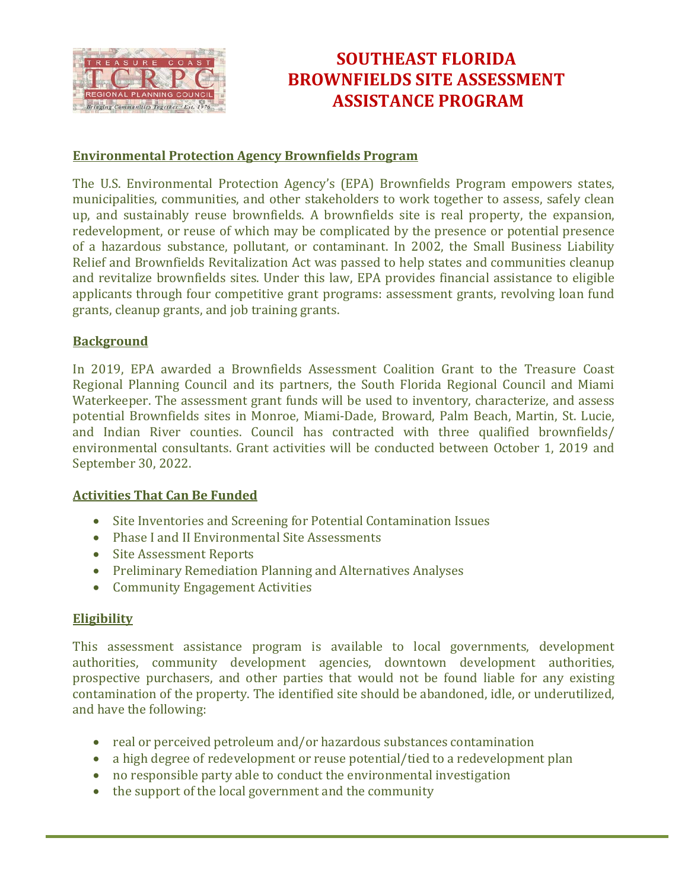# SOUTHEAST FLORIDA BROWNFIELDS SITE ASSESSMENT ASSISTANCE PROGRAM

## Environmental Protection Agency Brownfields Program

The U.S. Environmental Protection Agency's (EPA) Brownfields Program empowers states, municipalities, communities, and other stakeholders to work together to assess, safely clean up, and sustainably reuse brownfields. A brownfields site is real property, the expansion, redevelopment, or reuse of which may be complicated by the presence or potential presence of a hazardous substance, pollutant, or contaminant. In 2002, the Small Business Liability Relief and Brownfields Revitalization Act was passed to help states and communities cleanup and revitalize brownfields sites. Under this law, EPA provides financial assistance to eligible applicants through four competitive grant programs: assessment grants, revolving loan fund grants, cleanup grants, and job training grants.

## Background

In 2019, EPA awarded a Brownfields Assessment Coalition Grant to the Treasure Coast Regional Planning Council and its partners, the South Florida Regional Council and Miami Waterkeeper. The assessment grant funds will be used to inventory, characterize, and assess potential Brownfields sites in Monroe, Miami-Dade, Broward, Palm Beach, Martin, St. Lucie, and Indian River counties. Council has contracted with three qualified brownfields/ environmental consultants. Grant activities will be conducted between October 1, 2019 and September 30, 2022.

## Activities That Can Be Funded

- Site Inventories and Screening for Potential Contamination Issues
- Phase I and II Environmental Site Assessments
- Site Assessment Reports
- Preliminary Remediation Planning and Alternatives Analyses
- Community Engagement Activities

## Eligibility

This assessment assistance program is available to local governments, development authorities, community development agencies, downtown development authorities, prospective purchasers, and other parties that would not be found liable for any existing contamination of the property. The identified site should be abandoned, idle, or underutilized, and have the following:

- real or perceived petroleum and/or hazardous substances contamination
- a high degree of redevelopment or reuse potential/tied to a redevelopment plan
- no responsible party able to conduct the environmental investigation
- the support of the local government and the community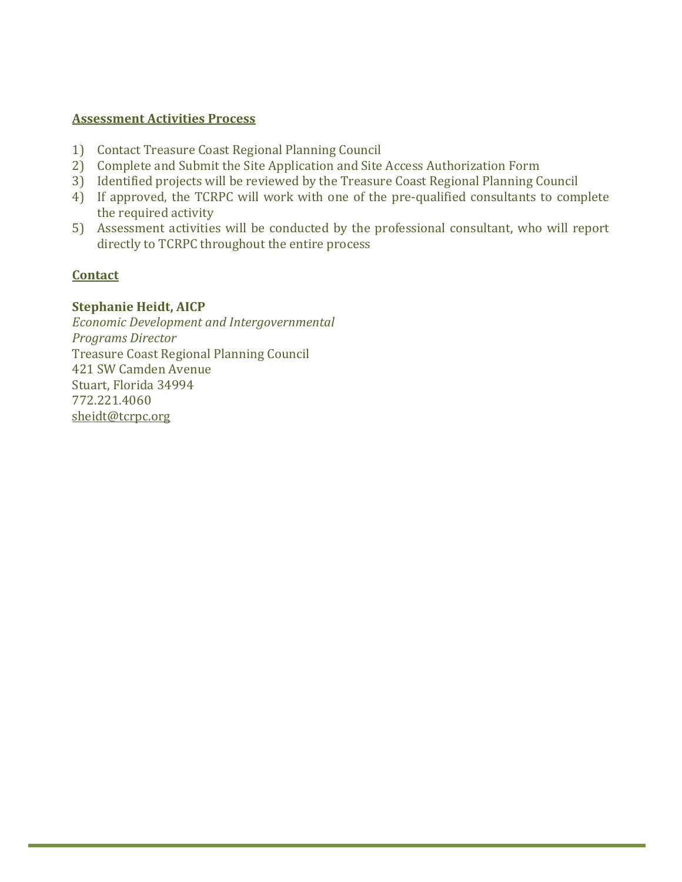**Assessment Activities Process**

1) Contact Treasure Coast Regional Planning Council
2) Complete and Submit the Site Application and Site Access Authorization Form
3) Identified projects will be reviewed by the Treasure Coast Regional Planning Council
4) If approved, the TCRPC will work with one of the pre-qualified consultants to complete the required activity
5) Assessment activities will be conducted by the professional consultant, who will report directly to TCRPC throughout the entire process

**Contact**

**Stephanie Heidt, AICP**
*Economic Development and Intergovernmental Programs Director*
Treasure Coast Regional Planning Council
421 SW Camden Avenue
Stuart, Florida 34994
772.221.4060
sheidt@tcrpc.org